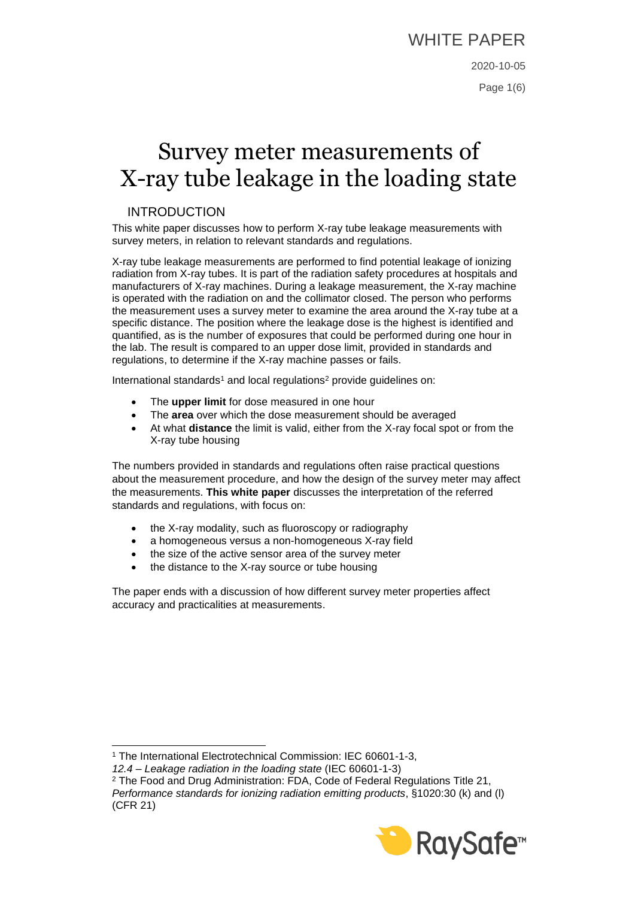WHITE PAPER

2020-10-05

# Survey meter measurements of X-ray tube leakage in the loading state

## INTRODUCTION

This white paper discusses how to perform X-ray tube leakage measurements with survey meters, in relation to relevant standards and regulations.

X-ray tube leakage measurements are performed to find potential leakage of ionizing radiation from X-ray tubes. It is part of the radiation safety procedures at hospitals and manufacturers of X-ray machines. During a leakage measurement, the X-ray machine is operated with the radiation on and the collimator closed. The person who performs the measurement uses a survey meter to examine the area around the X-ray tube at a specific distance. The position where the leakage dose is the highest is identified and quantified, as is the number of exposures that could be performed during one hour in the lab. The result is compared to an upper dose limit, provided in standards and regulations, to determine if the X-ray machine passes or fails.

International standards[1] and local regulations[2] provide guidelines on:

- The **upper limit** for dose measured in one hour
- The **area** over which the dose measurement should be averaged
- At what **distance** the limit is valid, either from the X-ray focal spot or from the X-ray tube housing

The numbers provided in standards and regulations often raise practical questions about the measurement procedure, and how the design of the survey meter may affect the measurements. **This white paper** discusses the interpretation of the referred standards and regulations, with focus on:

- the X-ray modality, such as fluoroscopy or radiography
- a homogeneous versus a non-homogeneous X-ray field
- the size of the active sensor area of the survey meter
- the distance to the X-ray source or tube housing

The paper ends with a discussion of how different survey meter properties affect accuracy and practicalities at measurements.

---

[1] The International Electrotechnical Commission: IEC 60601-1-3, *12.4 – Leakage radiation in the loading state* (IEC 60601-1-3)

[2] The Food and Drug Administration: FDA, Code of Federal Regulations Title 21, *Performance standards for ionizing radiation emitting products*, §1020:30 (k) and (l) (CFR 21)

RaySafe™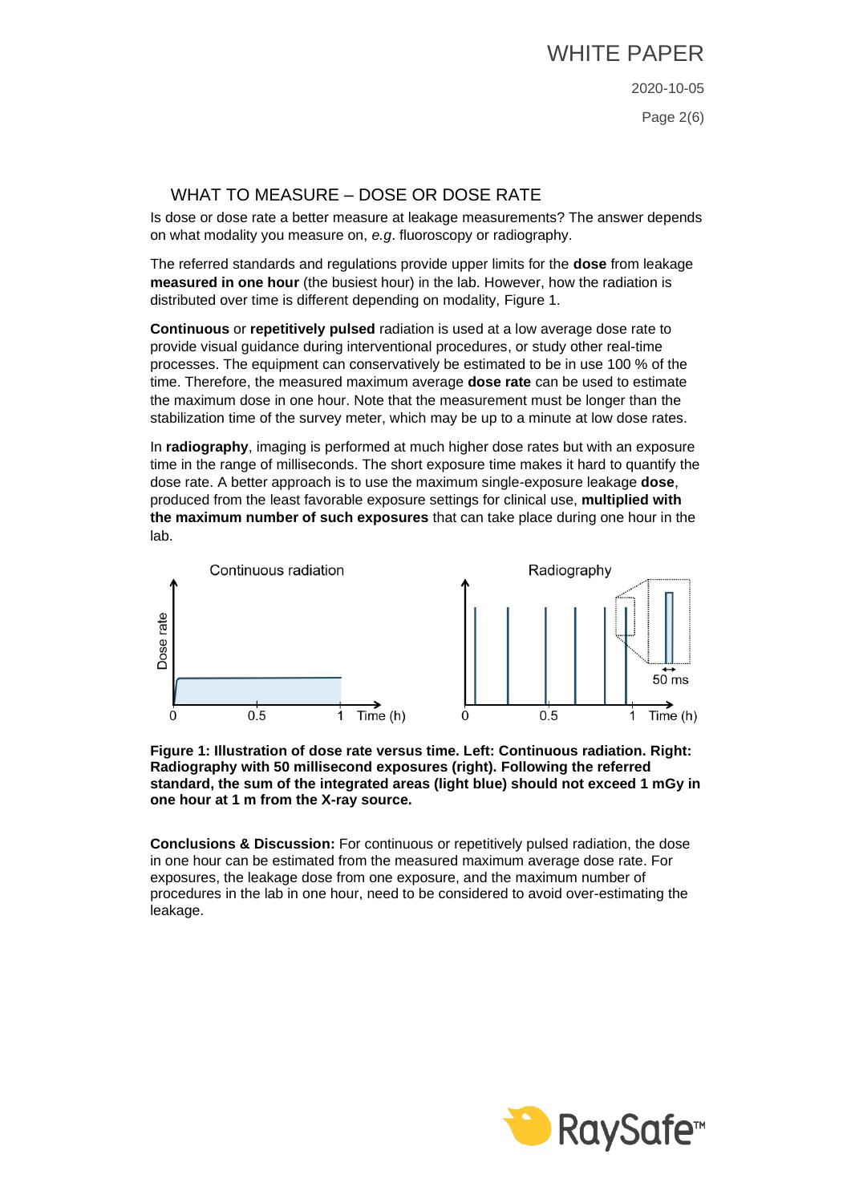## WHAT TO MEASURE – DOSE OR DOSE RATE

Is dose or dose rate a better measure at leakage measurements? The answer depends on what modality you measure on, *e.g*. fluoroscopy or radiography.

The referred standards and regulations provide upper limits for the **dose** from leakage **measured in one hour** (the busiest hour) in the lab. However, how the radiation is distributed over time is different depending on modality, Figure 1.

**Continuous** or **repetitively pulsed** radiation is used at a low average dose rate to provide visual guidance during interventional procedures, or study other real-time processes. The equipment can conservatively be estimated to be in use 100 % of the time. Therefore, the measured maximum average **dose rate** can be used to estimate the maximum dose in one hour. Note that the measurement must be longer than the stabilization time of the survey meter, which may be up to a minute at low dose rates.

In **radiography**, imaging is performed at much higher dose rates but with an exposure time in the range of milliseconds. The short exposure time makes it hard to quantify the dose rate. A better approach is to use the maximum single-exposure leakage **dose**, produced from the least favorable exposure settings for clinical use, **multiplied with the maximum number of such exposures** that can take place during one hour in the lab.

**Figure 1: Illustration of dose rate versus time. Left: Continuous radiation. Right: Radiography with 50 millisecond exposures (right). Following the referred standard, the sum of the integrated areas (light blue) should not exceed 1 mGy in one hour at 1 m from the X-ray source.**

**Conclusions & Discussion:** For continuous or repetitively pulsed radiation, the dose in one hour can be estimated from the measured maximum average dose rate. For exposures, the leakage dose from one exposure, and the maximum number of procedures in the lab in one hour, need to be considered to avoid over-estimating the leakage.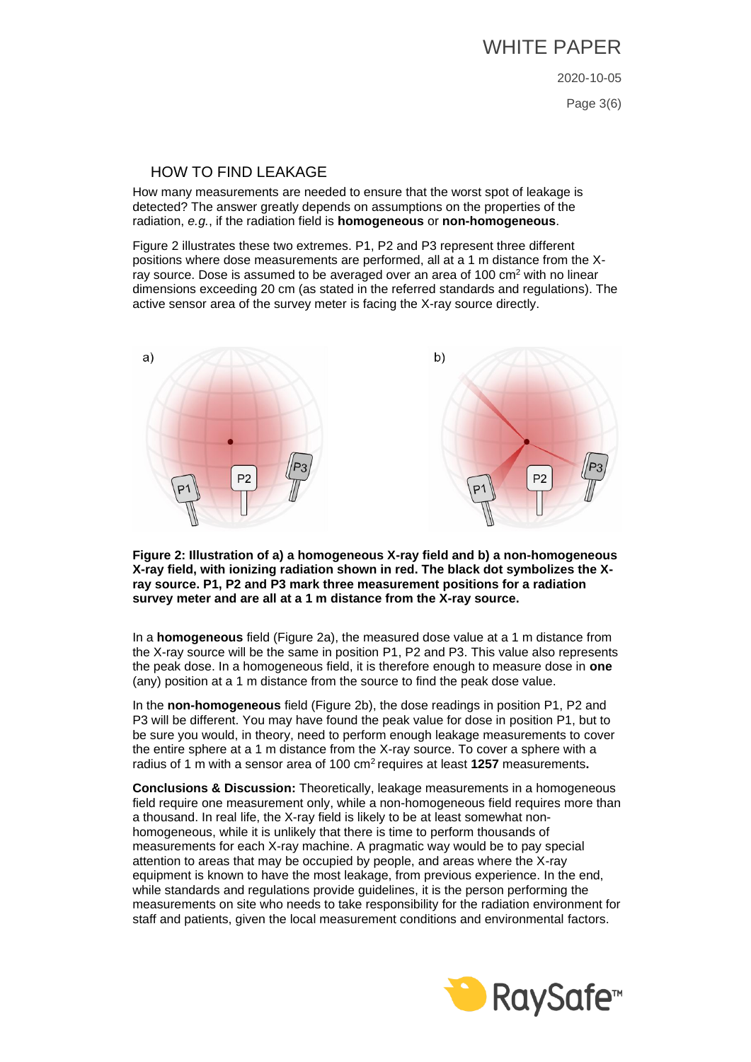## HOW TO FIND LEAKAGE

How many measurements are needed to ensure that the worst spot of leakage is detected? The answer greatly depends on assumptions on the properties of the radiation, *e.g.*, if the radiation field is **homogeneous** or **non-homogeneous**.

Figure 2 illustrates these two extremes. P1, P2 and P3 represent three different positions where dose measurements are performed, all at a 1 m distance from the X-ray source. Dose is assumed to be averaged over an area of 100 $cm^2$ with no linear dimensions exceeding 20 cm (as stated in the referred standards and regulations). The active sensor area of the survey meter is facing the X-ray source directly.

**Figure 2: Illustration of a) a homogeneous X-ray field and b) a non-homogeneous X-ray field, with ionizing radiation shown in red. The black dot symbolizes the X-ray source. P1, P2 and P3 mark three measurement positions for a radiation survey meter and are all at a 1 m distance from the X-ray source.**

In a **homogeneous** field (Figure 2a), the measured dose value at a 1 m distance from the X-ray source will be the same in position P1, P2 and P3. This value also represents the peak dose. In a homogeneous field, it is therefore enough to measure dose in **one** (any) position at a 1 m distance from the source to find the peak dose value.

In the **non-homogeneous** field (Figure 2b), the dose readings in position P1, P2 and P3 will be different. You may have found the peak value for dose in position P1, but to be sure you would, in theory, need to perform enough leakage measurements to cover the entire sphere at a 1 m distance from the X-ray source. To cover a sphere with a radius of 1 m with a sensor area of 100 $cm^2$ requires at least **1257** measurements**.**

**Conclusions & Discussion:** Theoretically, leakage measurements in a homogeneous field require one measurement only, while a non-homogeneous field requires more than a thousand. In real life, the X-ray field is likely to be at least somewhat non-homogeneous, while it is unlikely that there is time to perform thousands of measurements for each X-ray machine. A pragmatic way would be to pay special attention to areas that may be occupied by people, and areas where the X-ray equipment is known to have the most leakage, from previous experience. In the end, while standards and regulations provide guidelines, it is the person performing the measurements on site who needs to take responsibility for the radiation environment for staff and patients, given the local measurement conditions and environmental factors.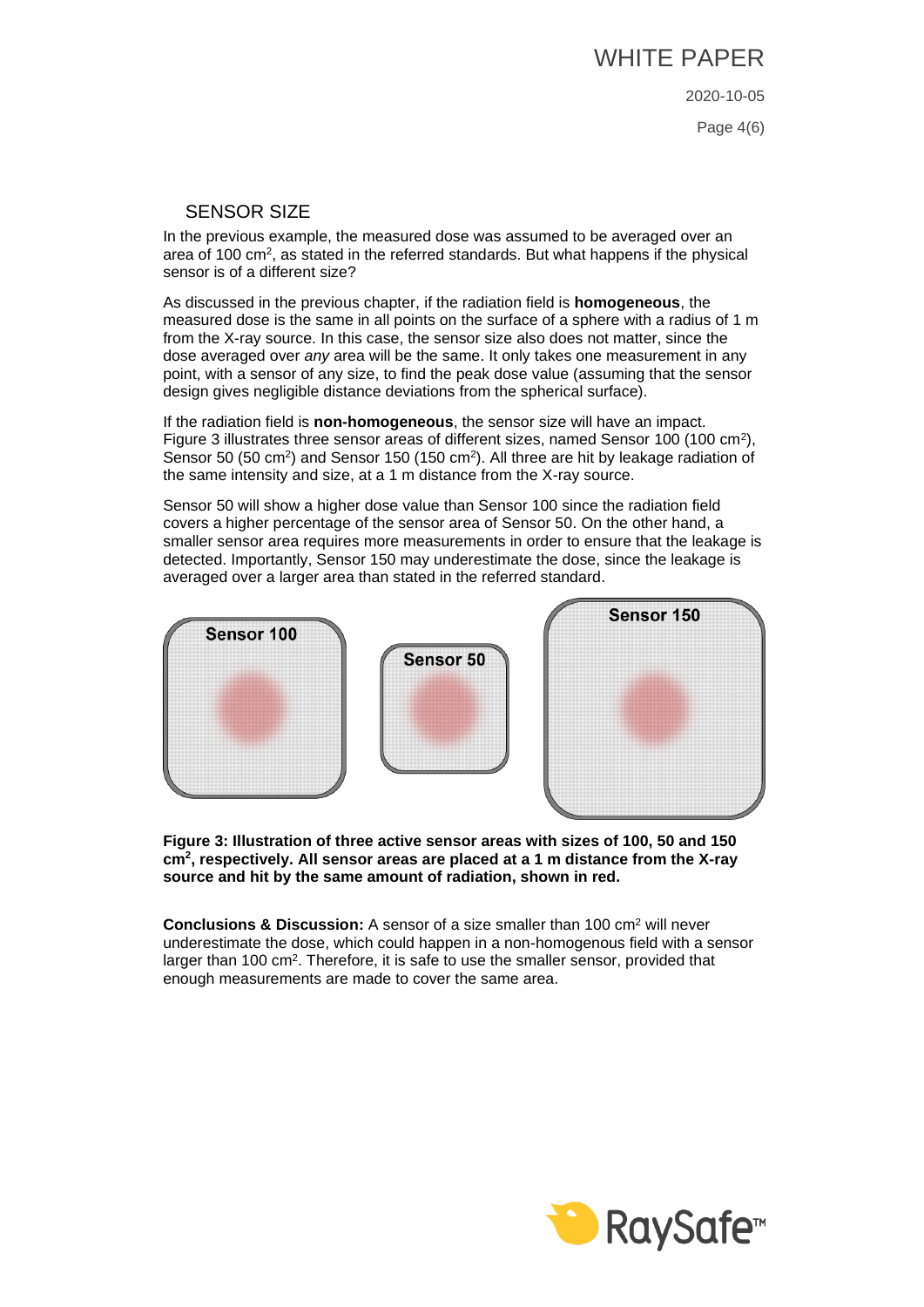## SENSOR SIZE

In the previous example, the measured dose was assumed to be averaged over an area of 100 cm$^2$, as stated in the referred standards. But what happens if the physical sensor is of a different size?

As discussed in the previous chapter, if the radiation field is **homogeneous**, the measured dose is the same in all points on the surface of a sphere with a radius of 1 m from the X-ray source. In this case, the sensor size also does not matter, since the dose averaged over *any* area will be the same. It only takes one measurement in any point, with a sensor of any size, to find the peak dose value (assuming that the sensor design gives negligible distance deviations from the spherical surface).

If the radiation field is **non-homogeneous**, the sensor size will have an impact. Figure 3 illustrates three sensor areas of different sizes, named Sensor 100 (100 cm$^2$), Sensor 50 (50 cm$^2$) and Sensor 150 (150 cm$^2$). All three are hit by leakage radiation of the same intensity and size, at a 1 m distance from the X-ray source.

Sensor 50 will show a higher dose value than Sensor 100 since the radiation field covers a higher percentage of the sensor area of Sensor 50. On the other hand, a smaller sensor area requires more measurements in order to ensure that the leakage is detected. Importantly, Sensor 150 may underestimate the dose, since the leakage is averaged over a larger area than stated in the referred standard.

Sensor 100

Sensor 50

Sensor 150

**Figure 3: Illustration of three active sensor areas with sizes of 100, 50 and 150 cm$^2$, respectively. All sensor areas are placed at a 1 m distance from the X-ray source and hit by the same amount of radiation, shown in red.**

**Conclusions & Discussion:** A sensor of a size smaller than 100 cm$^2$ will never underestimate the dose, which could happen in a non-homogenous field with a sensor larger than 100 cm$^2$. Therefore, it is safe to use the smaller sensor, provided that enough measurements are made to cover the same area.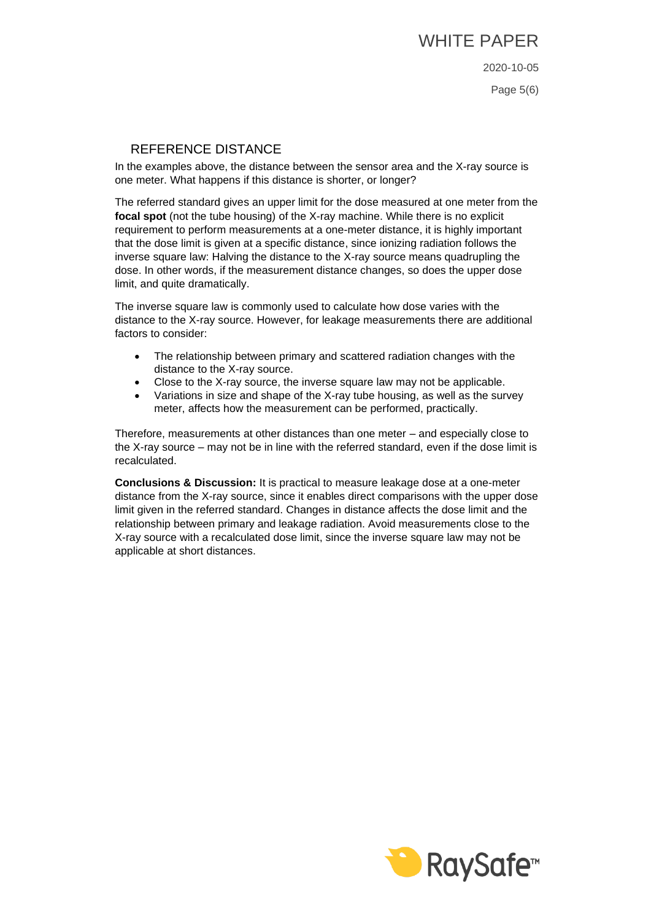## REFERENCE DISTANCE

In the examples above, the distance between the sensor area and the X-ray source is one meter. What happens if this distance is shorter, or longer?

The referred standard gives an upper limit for the dose measured at one meter from the **focal spot** (not the tube housing) of the X-ray machine. While there is no explicit requirement to perform measurements at a one-meter distance, it is highly important that the dose limit is given at a specific distance, since ionizing radiation follows the inverse square law: Halving the distance to the X-ray source means quadrupling the dose. In other words, if the measurement distance changes, so does the upper dose limit, and quite dramatically.

The inverse square law is commonly used to calculate how dose varies with the distance to the X-ray source. However, for leakage measurements there are additional factors to consider:

- The relationship between primary and scattered radiation changes with the distance to the X-ray source.
- Close to the X-ray source, the inverse square law may not be applicable.
- Variations in size and shape of the X-ray tube housing, as well as the survey meter, affects how the measurement can be performed, practically.

Therefore, measurements at other distances than one meter – and especially close to the X-ray source – may not be in line with the referred standard, even if the dose limit is recalculated.

**Conclusions & Discussion:** It is practical to measure leakage dose at a one-meter distance from the X-ray source, since it enables direct comparisons with the upper dose limit given in the referred standard. Changes in distance affects the dose limit and the relationship between primary and leakage radiation. Avoid measurements close to the X-ray source with a recalculated dose limit, since the inverse square law may not be applicable at short distances.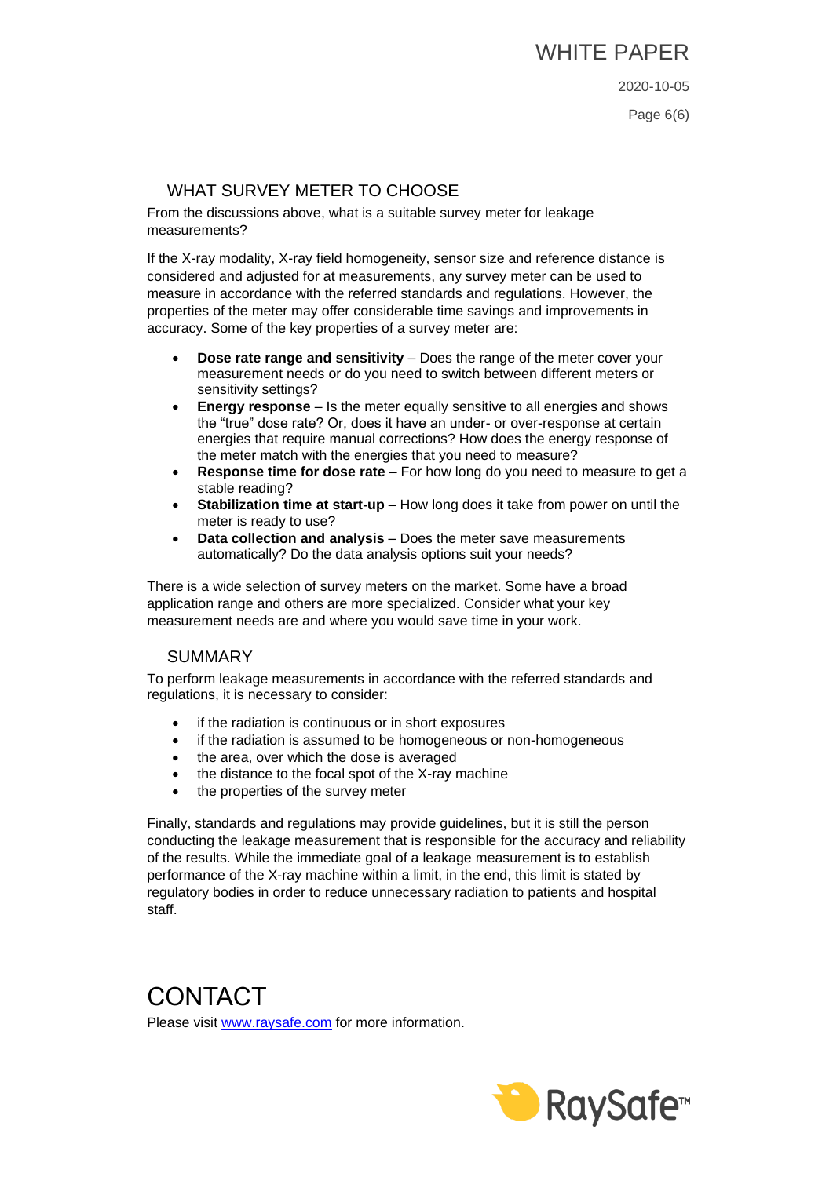## WHAT SURVEY METER TO CHOOSE

From the discussions above, what is a suitable survey meter for leakage measurements?

If the X-ray modality, X-ray field homogeneity, sensor size and reference distance is considered and adjusted for at measurements, any survey meter can be used to measure in accordance with the referred standards and regulations. However, the properties of the meter may offer considerable time savings and improvements in accuracy. Some of the key properties of a survey meter are:

- **Dose rate range and sensitivity** – Does the range of the meter cover your measurement needs or do you need to switch between different meters or sensitivity settings?
- **Energy response** – Is the meter equally sensitive to all energies and shows the "true" dose rate? Or, does it have an under- or over-response at certain energies that require manual corrections? How does the energy response of the meter match with the energies that you need to measure?
- **Response time for dose rate** – For how long do you need to measure to get a stable reading?
- **Stabilization time at start-up** – How long does it take from power on until the meter is ready to use?
- **Data collection and analysis** – Does the meter save measurements automatically? Do the data analysis options suit your needs?

There is a wide selection of survey meters on the market. Some have a broad application range and others are more specialized. Consider what your key measurement needs are and where you would save time in your work.

## SUMMARY

To perform leakage measurements in accordance with the referred standards and regulations, it is necessary to consider:

- if the radiation is continuous or in short exposures
- if the radiation is assumed to be homogeneous or non-homogeneous
- the area, over which the dose is averaged
- the distance to the focal spot of the X-ray machine
- the properties of the survey meter

Finally, standards and regulations may provide guidelines, but it is still the person conducting the leakage measurement that is responsible for the accuracy and reliability of the results. While the immediate goal of a leakage measurement is to establish performance of the X-ray machine within a limit, in the end, this limit is stated by regulatory bodies in order to reduce unnecessary radiation to patients and hospital staff.

# CONTACT

Please visit www.raysafe.com for more information.